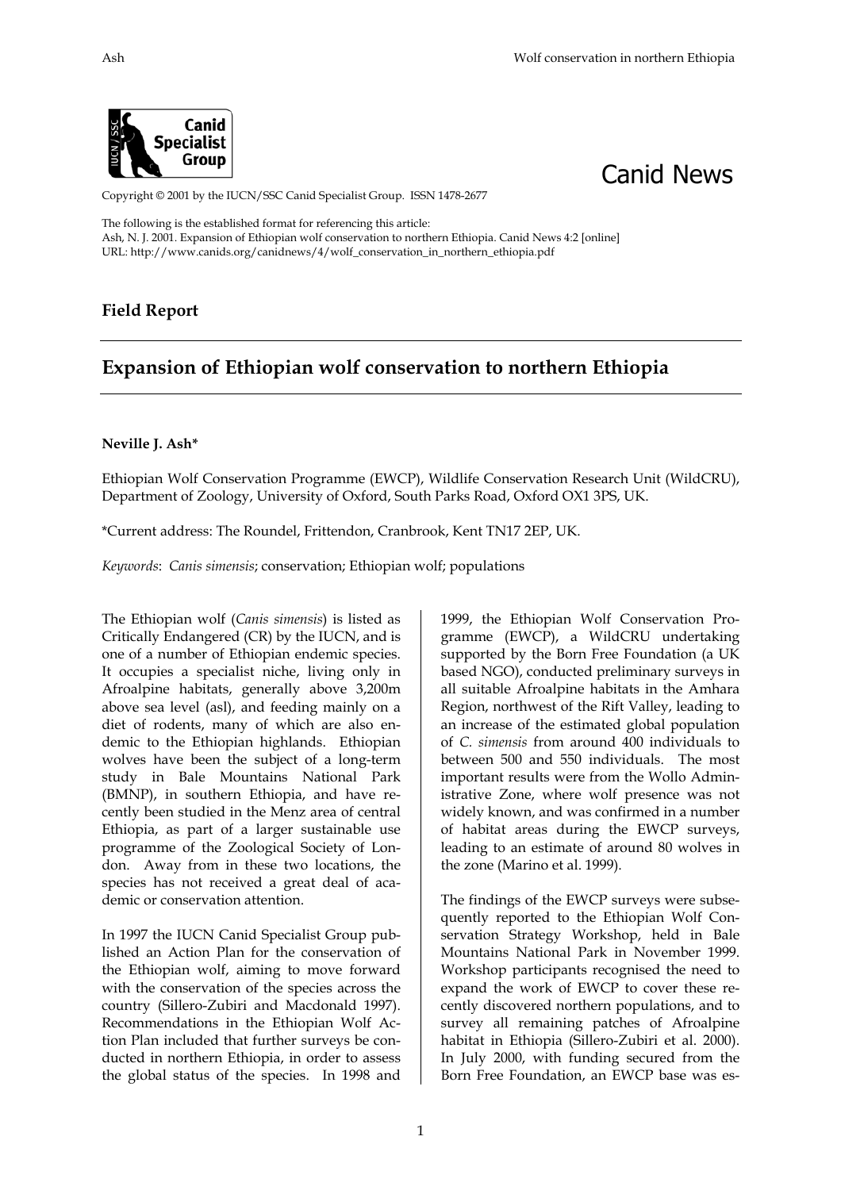Canid News

Copyright © 2001 by the IUCN/SSC Canid Specialist Group. ISSN 1478-2677

The following is the established format for referencing this article:
Ash, N. J. 2001. Expansion of Ethiopian wolf conservation to northern Ethiopia. Canid News 4:2 [online]
URL: http://www.canids.org/canidnews/4/wolf_conservation_in_northern_ethiopia.pdf

## Field Report

# Expansion of Ethiopian wolf conservation to northern Ethiopia

**Neville J. Ash***

Ethiopian Wolf Conservation Programme (EWCP), Wildlife Conservation Research Unit (WildCRU), Department of Zoology, University of Oxford, South Parks Road, Oxford OX1 3PS, UK.

*Current address: The Roundel, Frittendon, Cranbrook, Kent TN17 2EP, UK.

*Keywords*: *Canis simensis*; conservation; Ethiopian wolf; populations

The Ethiopian wolf (*Canis simensis*) is listed as Critically Endangered (CR) by the IUCN, and is one of a number of Ethiopian endemic species. It occupies a specialist niche, living only in Afroalpine habitats, generally above 3,200m above sea level (asl), and feeding mainly on a diet of rodents, many of which are also endemic to the Ethiopian highlands. Ethiopian wolves have been the subject of a long-term study in Bale Mountains National Park (BMNP), in southern Ethiopia, and have recently been studied in the Menz area of central Ethiopia, as part of a larger sustainable use programme of the Zoological Society of London. Away from in these two locations, the species has not received a great deal of academic or conservation attention.

In 1997 the IUCN Canid Specialist Group published an Action Plan for the conservation of the Ethiopian wolf, aiming to move forward with the conservation of the species across the country (Sillero-Zubiri and Macdonald 1997). Recommendations in the Ethiopian Wolf Action Plan included that further surveys be conducted in northern Ethiopia, in order to assess the global status of the species. In 1998 and 1999, the Ethiopian Wolf Conservation Programme (EWCP), a WildCRU undertaking supported by the Born Free Foundation (a UK based NGO), conducted preliminary surveys in all suitable Afroalpine habitats in the Amhara Region, northwest of the Rift Valley, leading to an increase of the estimated global population of *C. simensis* from around 400 individuals to between 500 and 550 individuals. The most important results were from the Wollo Administrative Zone, where wolf presence was not widely known, and was confirmed in a number of habitat areas during the EWCP surveys, leading to an estimate of around 80 wolves in the zone (Marino et al. 1999).

The findings of the EWCP surveys were subsequently reported to the Ethiopian Wolf Conservation Strategy Workshop, held in Bale Mountains National Park in November 1999. Workshop participants recognised the need to expand the work of EWCP to cover these recently discovered northern populations, and to survey all remaining patches of Afroalpine habitat in Ethiopia (Sillero-Zubiri et al. 2000). In July 2000, with funding secured from the Born Free Foundation, an EWCP base was es-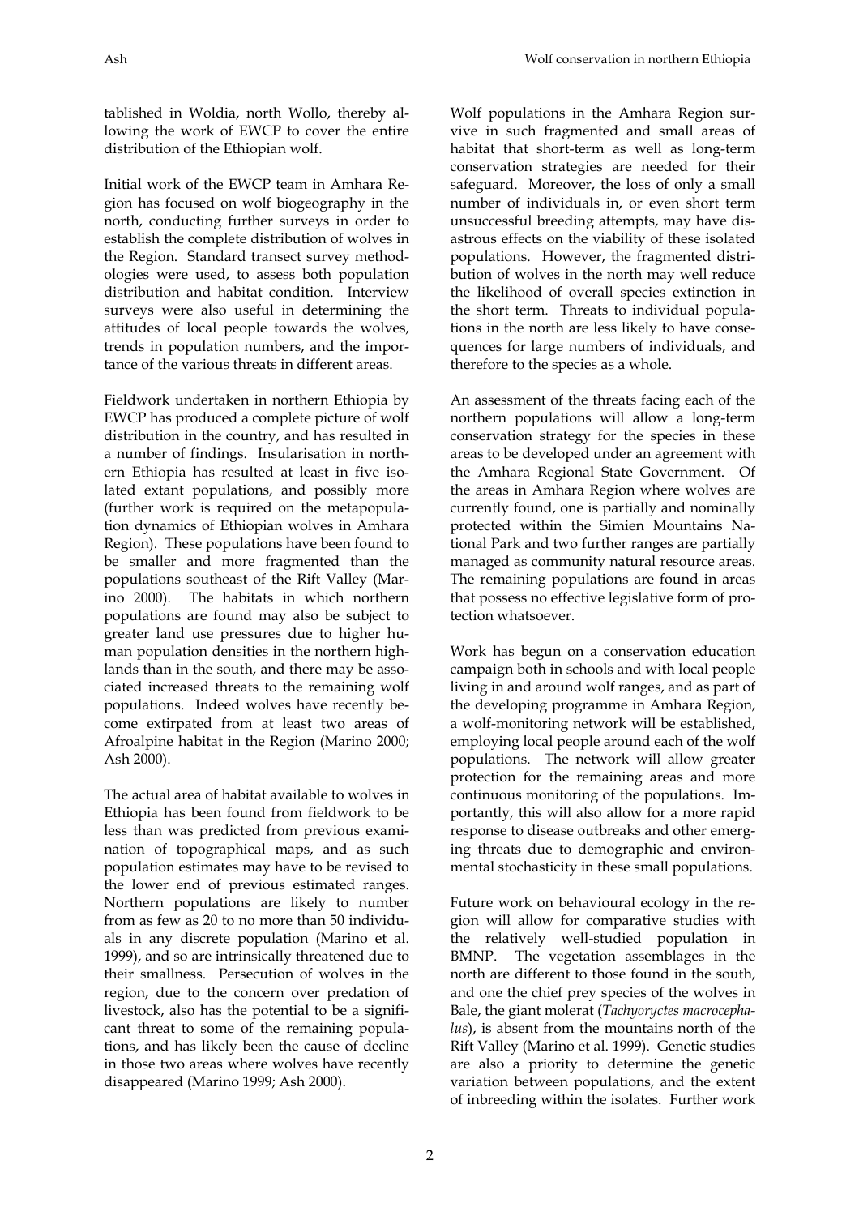tablished in Woldia, north Wollo, thereby allowing the work of EWCP to cover the entire distribution of the Ethiopian wolf.

Initial work of the EWCP team in Amhara Region has focused on wolf biogeography in the north, conducting further surveys in order to establish the complete distribution of wolves in the Region. Standard transect survey methodologies were used, to assess both population distribution and habitat condition. Interview surveys were also useful in determining the attitudes of local people towards the wolves, trends in population numbers, and the importance of the various threats in different areas.

Fieldwork undertaken in northern Ethiopia by EWCP has produced a complete picture of wolf distribution in the country, and has resulted in a number of findings. Insularisation in northern Ethiopia has resulted at least in five isolated extant populations, and possibly more (further work is required on the metapopulation dynamics of Ethiopian wolves in Amhara Region). These populations have been found to be smaller and more fragmented than the populations southeast of the Rift Valley (Marino 2000). The habitats in which northern populations are found may also be subject to greater land use pressures due to higher human population densities in the northern highlands than in the south, and there may be associated increased threats to the remaining wolf populations. Indeed wolves have recently become extirpated from at least two areas of Afroalpine habitat in the Region (Marino 2000; Ash 2000).

The actual area of habitat available to wolves in Ethiopia has been found from fieldwork to be less than was predicted from previous examination of topographical maps, and as such population estimates may have to be revised to the lower end of previous estimated ranges. Northern populations are likely to number from as few as 20 to no more than 50 individuals in any discrete population (Marino et al. 1999), and so are intrinsically threatened due to their smallness. Persecution of wolves in the region, due to the concern over predation of livestock, also has the potential to be a significant threat to some of the remaining populations, and has likely been the cause of decline in those two areas where wolves have recently disappeared (Marino 1999; Ash 2000).

Wolf populations in the Amhara Region survive in such fragmented and small areas of habitat that short-term as well as long-term conservation strategies are needed for their safeguard. Moreover, the loss of only a small number of individuals in, or even short term unsuccessful breeding attempts, may have disastrous effects on the viability of these isolated populations. However, the fragmented distribution of wolves in the north may well reduce the likelihood of overall species extinction in the short term. Threats to individual populations in the north are less likely to have consequences for large numbers of individuals, and therefore to the species as a whole.

An assessment of the threats facing each of the northern populations will allow a long-term conservation strategy for the species in these areas to be developed under an agreement with the Amhara Regional State Government. Of the areas in Amhara Region where wolves are currently found, one is partially and nominally protected within the Simien Mountains National Park and two further ranges are partially managed as community natural resource areas. The remaining populations are found in areas that possess no effective legislative form of protection whatsoever.

Work has begun on a conservation education campaign both in schools and with local people living in and around wolf ranges, and as part of the developing programme in Amhara Region, a wolf-monitoring network will be established, employing local people around each of the wolf populations. The network will allow greater protection for the remaining areas and more continuous monitoring of the populations. Importantly, this will also allow for a more rapid response to disease outbreaks and other emerging threats due to demographic and environmental stochasticity in these small populations.

Future work on behavioural ecology in the region will allow for comparative studies with the relatively well-studied population in BMNP. The vegetation assemblages in the north are different to those found in the south, and one the chief prey species of the wolves in Bale, the giant molerat (*Tachyoryctes macrocephalus*), is absent from the mountains north of the Rift Valley (Marino et al. 1999). Genetic studies are also a priority to determine the genetic variation between populations, and the extent of inbreeding within the isolates. Further work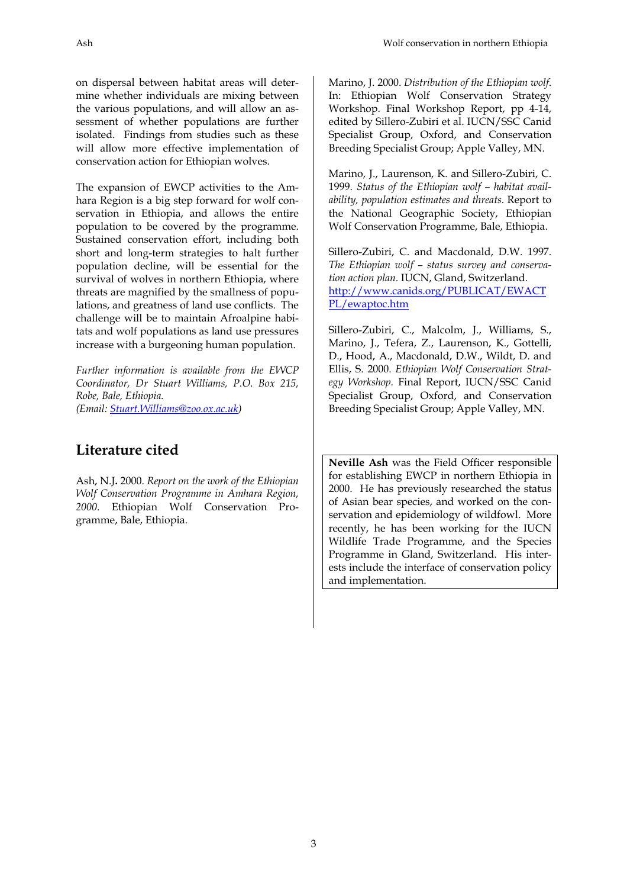on dispersal between habitat areas will determine whether individuals are mixing between the various populations, and will allow an assessment of whether populations are further isolated. Findings from studies such as these will allow more effective implementation of conservation action for Ethiopian wolves.

The expansion of EWCP activities to the Amhara Region is a big step forward for wolf conservation in Ethiopia, and allows the entire population to be covered by the programme. Sustained conservation effort, including both short and long-term strategies to halt further population decline, will be essential for the survival of wolves in northern Ethiopia, where threats are magnified by the smallness of populations, and greatness of land use conflicts. The challenge will be to maintain Afroalpine habitats and wolf populations as land use pressures increase with a burgeoning human population.

*Further information is available from the EWCP Coordinator, Dr Stuart Williams, P.O. Box 215, Robe, Bale, Ethiopia.*
*(Email: [Stuart.Williams@zoo.ox.ac.uk](mailto:Stuart.Williams@zoo.ox.ac.uk))*

## Literature cited

Ash, N.J**.** 2000. *Report on the work of the Ethiopian Wolf Conservation Programme in Amhara Region, 2000*. Ethiopian Wolf Conservation Programme, Bale, Ethiopia.

Marino, J. 2000. *Distribution of the Ethiopian wolf.* In: Ethiopian Wolf Conservation Strategy Workshop. Final Workshop Report, pp 4-14, edited by Sillero-Zubiri et al. IUCN/SSC Canid Specialist Group, Oxford, and Conservation Breeding Specialist Group; Apple Valley, MN.

Marino, J., Laurenson, K. and Sillero-Zubiri, C. 1999. *Status of the Ethiopian wolf – habitat availability, population estimates and threats*. Report to the National Geographic Society, Ethiopian Wolf Conservation Programme, Bale, Ethiopia.

Sillero-Zubiri, C. and Macdonald, D.W. 1997. *The Ethiopian wolf – status survey and conservation action plan*. IUCN, Gland, Switzerland. [http://www.canids.org/PUBLICAT/EWACTPL/ewaptoc.htm](http://www.canids.org/PUBLICAT/EWACTPL/ewaptoc.htm)

Sillero-Zubiri, C., Malcolm, J., Williams, S., Marino, J., Tefera, Z., Laurenson, K., Gottelli, D., Hood, A., Macdonald, D.W., Wildt, D. and Ellis, S. 2000. *Ethiopian Wolf Conservation Strategy Workshop.* Final Report, IUCN/SSC Canid Specialist Group, Oxford, and Conservation Breeding Specialist Group; Apple Valley, MN.

**Neville Ash** was the Field Officer responsible for establishing EWCP in northern Ethiopia in 2000. He has previously researched the status of Asian bear species, and worked on the conservation and epidemiology of wildfowl. More recently, he has been working for the IUCN Wildlife Trade Programme, and the Species Programme in Gland, Switzerland. His interests include the interface of conservation policy and implementation.